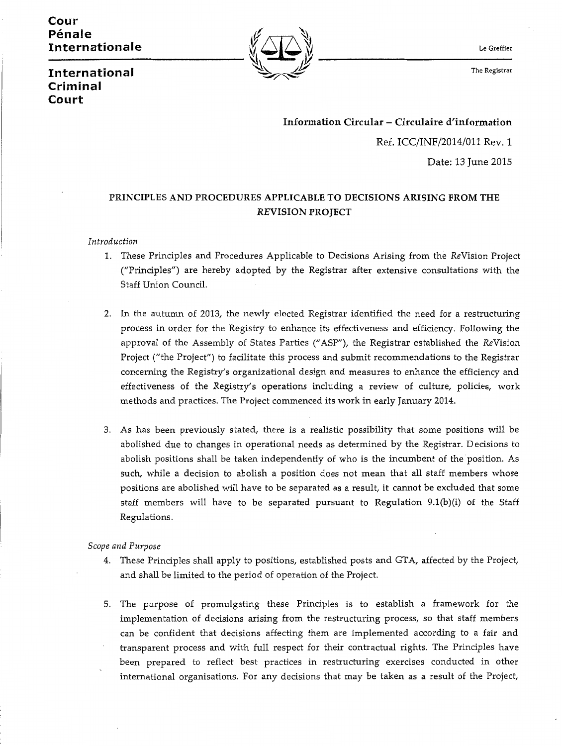**Cour Pénale Internationale**

**International Criminal Court**

Le Greffier

The Registrar

**Information Circular – Circulaire d'information**

Ref. ICC/INF/2014/011 Rev. 1

Date: 13 June 2015

## PRINCIPLES AND PROCEDURES APPLICABLE TO DECISIONS ARISING FROM THE *RE*VISION PROJECT

*Introduction*

1. These Principles and Procedures Applicable to Decisions Arising from the *Re*Vision Project ("Principles") are hereby adopted by the Registrar after extensive consultations with the Staff Union Council.

2. In the autumn of 2013, the newly elected Registrar identified the need for a restructuring process in order for the Registry to enhance its effectiveness and efficiency. Following the approval of the Assembly of States Parties ("ASP"), the Registrar established the *Re*Vision Project ("the Project") to facilitate this process and submit recommendations to the Registrar concerning the Registry's organizational design and measures to enhance the efficiency and effectiveness of the Registry's operations including a review of culture, policies, work methods and practices. The Project commenced its work in early January 2014.

3. As has been previously stated, there is a realistic possibility that some positions will be abolished due to changes in operational needs as determined by the Registrar. Decisions to abolish positions shall be taken independently of who is the incumbent of the position. As such, while a decision to abolish a position does not mean that all staff members whose positions are abolished will have to be separated as a result, it cannot be excluded that some staff members will have to be separated pursuant to Regulation 9.1(b)(i) of the Staff Regulations.

*Scope and Purpose*

4. These Principles shall apply to positions, established posts and GTA, affected by the Project, and shall be limited to the period of operation of the Project.

5. The purpose of promulgating these Principles is to establish a framework for the implementation of decisions arising from the restructuring process, so that staff members can be confident that decisions affecting them are implemented according to a fair and transparent process and with full respect for their contractual rights. The Principles have been prepared to reflect best practices in restructuring exercises conducted in other international organisations. For any decisions that may be taken as a result of the Project,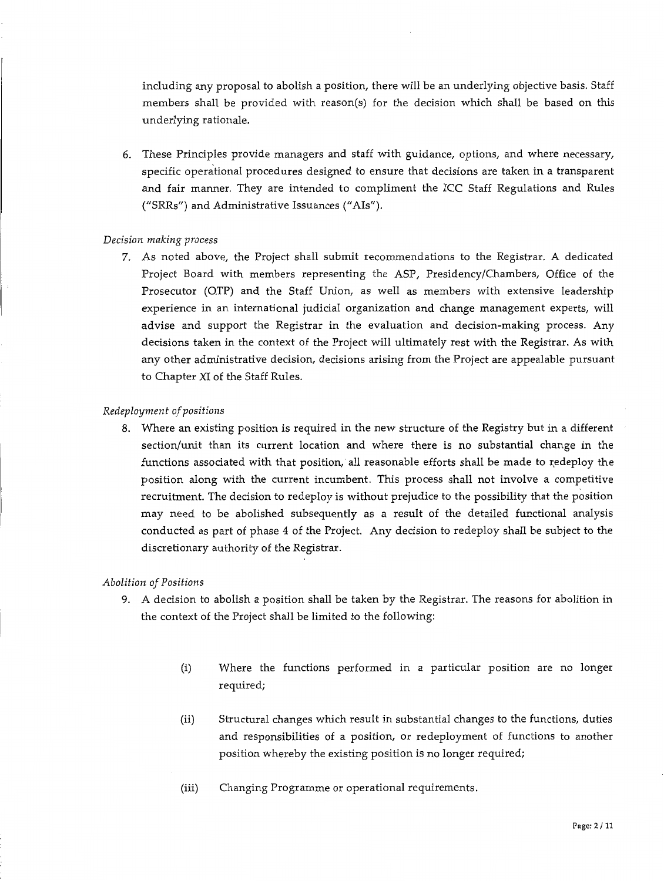including any proposal to abolish a position, there will be an underlying objective basis. Staff members shall be provided with reason(s) for the decision which shall be based on this underlying rationale.

6. These Principles provide managers and staff with guidance, options, and where necessary, specific operational procedures designed to ensure that decisions are taken in a transparent and fair manner. They are intended to compliment the ICC Staff Regulations and Rules ("SRRs") and Administrative Issuances ("AIs").

*Decision making process*

7. As noted above, the Project shall submit recommendations to the Registrar. A dedicated Project Board with members representing the ASP, Presidency/Chambers, Office of the Prosecutor (OTP) and the Staff Union, as well as members with extensive leadership experience in an international judicial organization and change management experts, will advise and support the Registrar in the evaluation and decision-making process. Any decisions taken in the context of the Project will ultimately rest with the Registrar. As with any other administrative decision, decisions arising from the Project are appealable pursuant to Chapter XI of the Staff Rules.

*Redeployment of positions*

8. Where an existing position is required in the new structure of the Registry but in a different section/unit than its current location and where there is no substantial change in the functions associated with that position, all reasonable efforts shall be made to redeploy the position along with the current incumbent. This process shall not involve a competitive recruitment. The decision to redeploy is without prejudice to the possibility that the position may need to be abolished subsequently as a result of the detailed functional analysis conducted as part of phase 4 of the Project. Any decision to redeploy shall be subject to the discretionary authority of the Registrar.

*Abolition of Positions*

9. A decision to abolish a position shall be taken by the Registrar. The reasons for abolition in the context of the Project shall be limited to the following:

   (i) Where the functions performed in a particular position are no longer required;

   (ii) Structural changes which result in substantial changes to the functions, duties and responsibilities of a position, or redeployment of functions to another position whereby the existing position is no longer required;

   (iii) Changing Programme or operational requirements.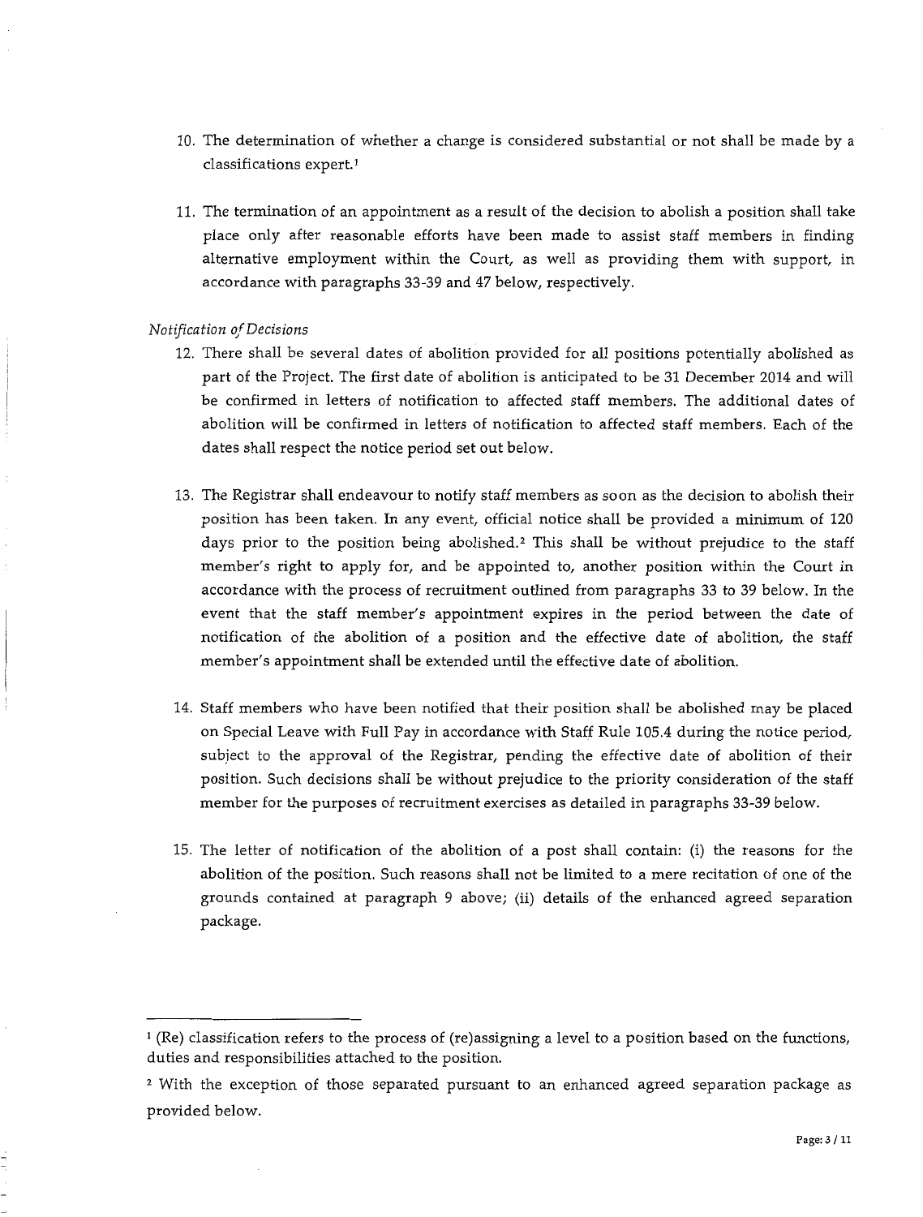10. The determination of whether a change is considered substantial or not shall be made by a classifications expert.[1]

11. The termination of an appointment as a result of the decision to abolish a position shall take place only after reasonable efforts have been made to assist staff members in finding alternative employment within the Court, as well as providing them with support, in accordance with paragraphs 33-39 and 47 below, respectively.

*Notification of Decisions*

12. There shall be several dates of abolition provided for all positions potentially abolished as part of the Project. The first date of abolition is anticipated to be 31 December 2014 and will be confirmed in letters of notification to affected staff members. The additional dates of abolition will be confirmed in letters of notification to affected staff members. Each of the dates shall respect the notice period set out below.

13. The Registrar shall endeavour to notify staff members as soon as the decision to abolish their position has been taken. In any event, official notice shall be provided a minimum of 120 days prior to the position being abolished.[2] This shall be without prejudice to the staff member's right to apply for, and be appointed to, another position within the Court in accordance with the process of recruitment outlined from paragraphs 33 to 39 below. In the event that the staff member's appointment expires in the period between the date of notification of the abolition of a position and the effective date of abolition, the staff member's appointment shall be extended until the effective date of abolition.

14. Staff members who have been notified that their position shall be abolished may be placed on Special Leave with Full Pay in accordance with Staff Rule 105.4 during the notice period, subject to the approval of the Registrar, pending the effective date of abolition of their position. Such decisions shall be without prejudice to the priority consideration of the staff member for the purposes of recruitment exercises as detailed in paragraphs 33-39 below.

15. The letter of notification of the abolition of a post shall contain: (i) the reasons for the abolition of the position. Such reasons shall not be limited to a mere recitation of one of the grounds contained at paragraph 9 above; (ii) details of the enhanced agreed separation package.

---

[1] (Re) classification refers to the process of (re)assigning a level to a position based on the functions, duties and responsibilities attached to the position.

[2] With the exception of those separated pursuant to an enhanced agreed separation package as provided below.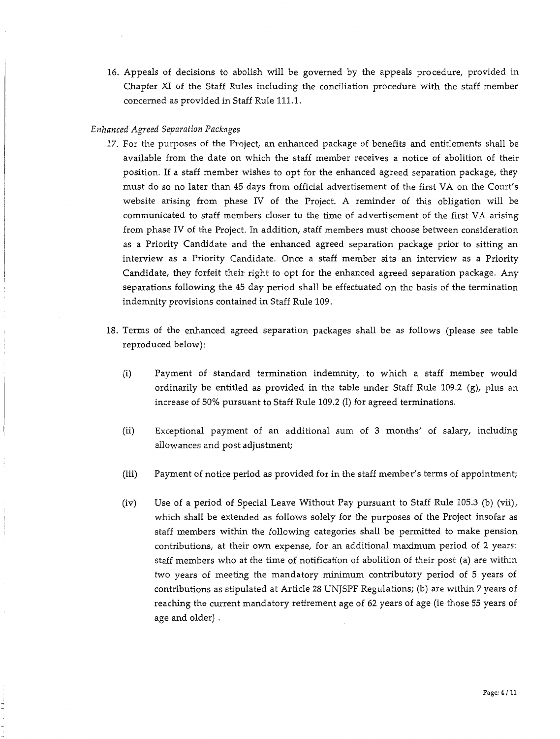16. Appeals of decisions to abolish will be governed by the appeals procedure, provided in Chapter XI of the Staff Rules including the conciliation procedure with the staff member concerned as provided in Staff Rule 111.1.

*Enhanced Agreed Separation Packages*

17. For the purposes of the Project, an enhanced package of benefits and entitlements shall be available from the date on which the staff member receives a notice of abolition of their position. If a staff member wishes to opt for the enhanced agreed separation package, they must do so no later than 45 days from official advertisement of the first VA on the Court's website arising from phase IV of the Project. A reminder of this obligation will be communicated to staff members closer to the time of advertisement of the first VA arising from phase IV of the Project. In addition, staff members must choose between consideration as a Priority Candidate and the enhanced agreed separation package prior to sitting an interview as a Priority Candidate. Once a staff member sits an interview as a Priority Candidate, they forfeit their right to opt for the enhanced agreed separation package. Any separations following the 45 day period shall be effectuated on the basis of the termination indemnity provisions contained in Staff Rule 109.

18. Terms of the enhanced agreed separation packages shall be as follows (please see table reproduced below):

    (i) Payment of standard termination indemnity, to which a staff member would ordinarily be entitled as provided in the table under Staff Rule 109.2 (g), plus an increase of 50% pursuant to Staff Rule 109.2 (l) for agreed terminations.

    (ii) Exceptional payment of an additional sum of 3 months' of salary, including allowances and post adjustment;

    (iii) Payment of notice period as provided for in the staff member's terms of appointment;

    (iv) Use of a period of Special Leave Without Pay pursuant to Staff Rule 105.3 (b) (vii), which shall be extended as follows solely for the purposes of the Project insofar as staff members within the following categories shall be permitted to make pension contributions, at their own expense, for an additional maximum period of 2 years: staff members who at the time of notification of abolition of their post (a) are within two years of meeting the mandatory minimum contributory period of 5 years of contributions as stipulated at Article 28 UNJSPF Regulations; (b) are within 7 years of reaching the current mandatory retirement age of 62 years of age (ie those 55 years of age and older) .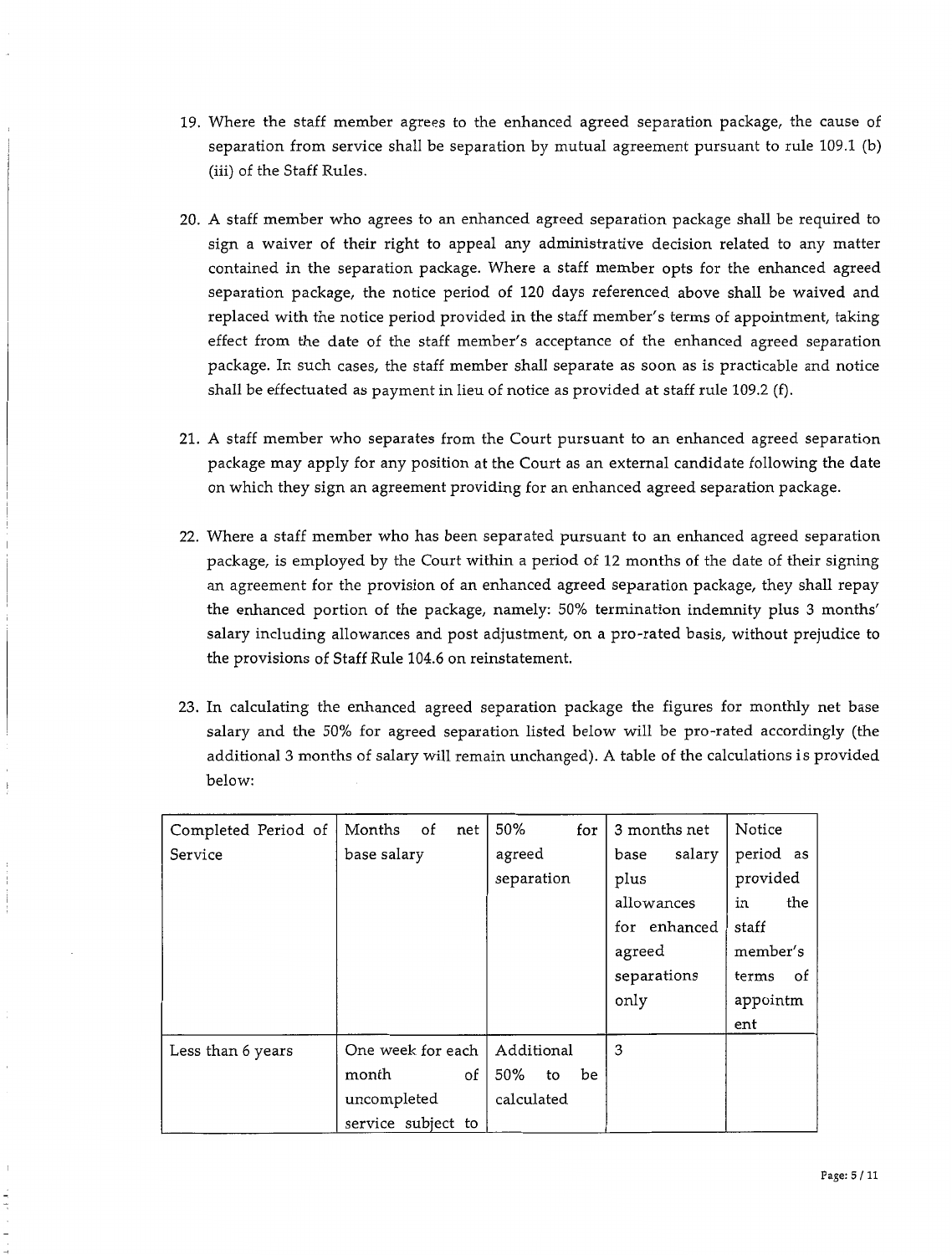19. Where the staff member agrees to the enhanced agreed separation package, the cause of separation from service shall be separation by mutual agreement pursuant to rule 109.1 (b) (iii) of the Staff Rules.

20. A staff member who agrees to an enhanced agreed separation package shall be required to sign a waiver of their right to appeal any administrative decision related to any matter contained in the separation package. Where a staff member opts for the enhanced agreed separation package, the notice period of 120 days referenced above shall be waived and replaced with the notice period provided in the staff member's terms of appointment, taking effect from the date of the staff member's acceptance of the enhanced agreed separation package. In such cases, the staff member shall separate as soon as is practicable and notice shall be effectuated as payment in lieu of notice as provided at staff rule 109.2 (f).

21. A staff member who separates from the Court pursuant to an enhanced agreed separation package may apply for any position at the Court as an external candidate following the date on which they sign an agreement providing for an enhanced agreed separation package.

22. Where a staff member who has been separated pursuant to an enhanced agreed separation package, is employed by the Court within a period of 12 months of the date of their signing an agreement for the provision of an enhanced agreed separation package, they shall repay the enhanced portion of the package, namely: 50% termination indemnity plus 3 months' salary including allowances and post adjustment, on a pro-rated basis, without prejudice to the provisions of Staff Rule 104.6 on reinstatement.

23. In calculating the enhanced agreed separation package the figures for monthly net base salary and the 50% for agreed separation listed below will be pro-rated accordingly (the additional 3 months of salary will remain unchanged). A table of the calculations is provided below:

| Completed Period of Service | Months of net base salary | 50% for agreed separation | 3 months net base salary plus allowances for enhanced agreed separations only | Notice period as provided in the staff member's terms of appointment |
|---|---|---|---|---|
| Less than 6 years | One week for each month of uncompleted service subject to | Additional 50% to be calculated | 3 | |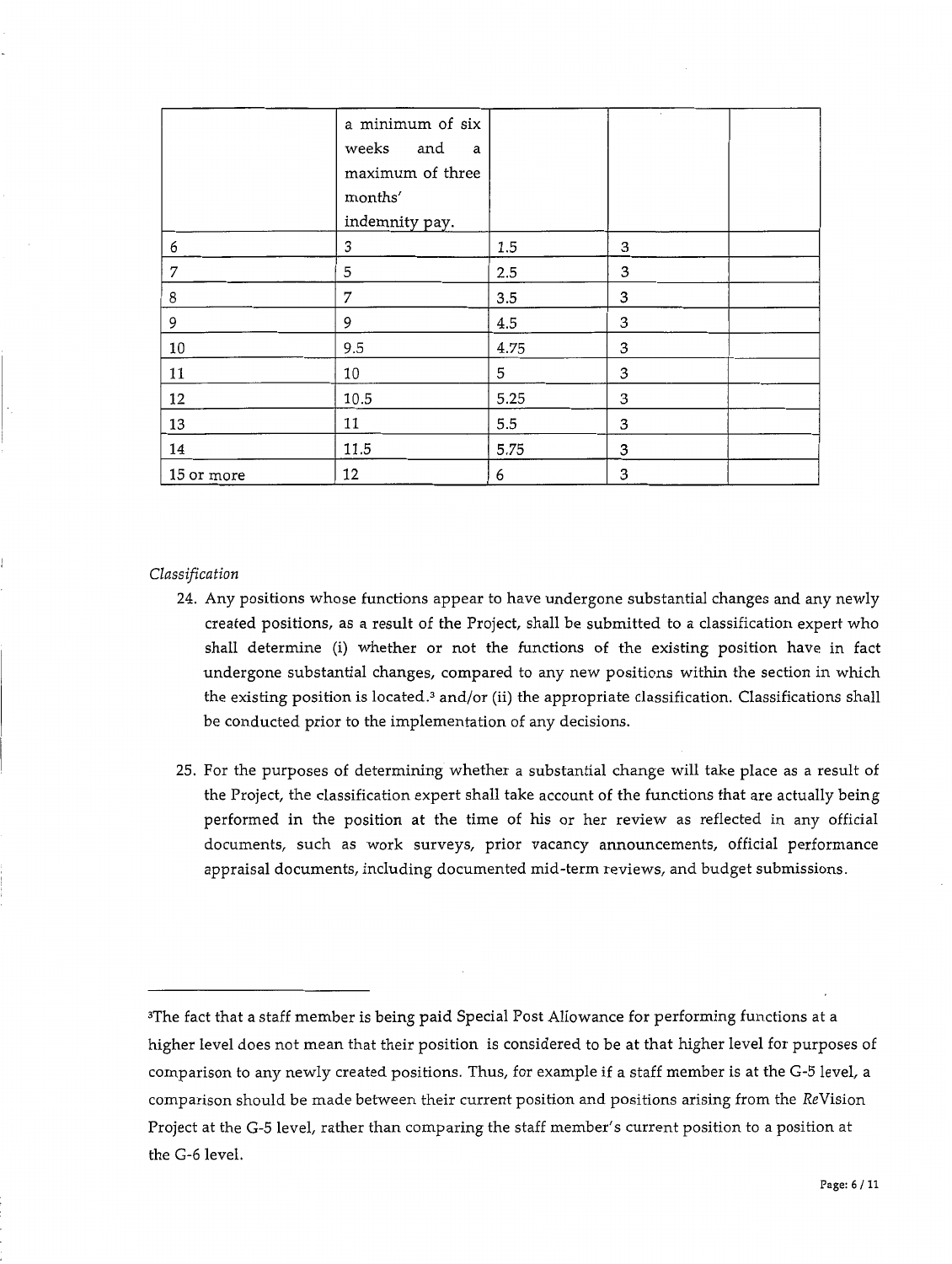| | | | | |
|---|---|---|---|---|
| | a minimum of six weeks and a maximum of three months' indemnity pay. | | | |
| 6 | 3 | 1.5 | 3 | |
| 7 | 5 | 2.5 | 3 | |
| 8 | 7 | 3.5 | 3 | |
| 9 | 9 | 4.5 | 3 | |
| 10 | 9.5 | 4.75 | 3 | |
| 11 | 10 | 5 | 3 | |
| 12 | 10.5 | 5.25 | 3 | |
| 13 | 11 | 5.5 | 3 | |
| 14 | 11.5 | 5.75 | 3 | |
| 15 or more | 12 | 6 | 3 | |

*Classification*

24. Any positions whose functions appear to have undergone substantial changes and any newly created positions, as a result of the Project, shall be submitted to a classification expert who shall determine (i) whether or not the functions of the existing position have in fact undergone substantial changes, compared to any new positions within the section in which the existing position is located.[3] and/or (ii) the appropriate classification. Classifications shall be conducted prior to the implementation of any decisions.

25. For the purposes of determining whether a substantial change will take place as a result of the Project, the classification expert shall take account of the functions that are actually being performed in the position at the time of his or her review as reflected in any official documents, such as work surveys, prior vacancy announcements, official performance appraisal documents, including documented mid-term reviews, and budget submissions.

---

[3]The fact that a staff member is being paid Special Post Allowance for performing functions at a higher level does not mean that their position is considered to be at that higher level for purposes of comparison to any newly created positions. Thus, for example if a staff member is at the G-5 level, a comparison should be made between their current position and positions arising from the *Re*Vision Project at the G-5 level, rather than comparing the staff member's current position to a position at the G-6 level.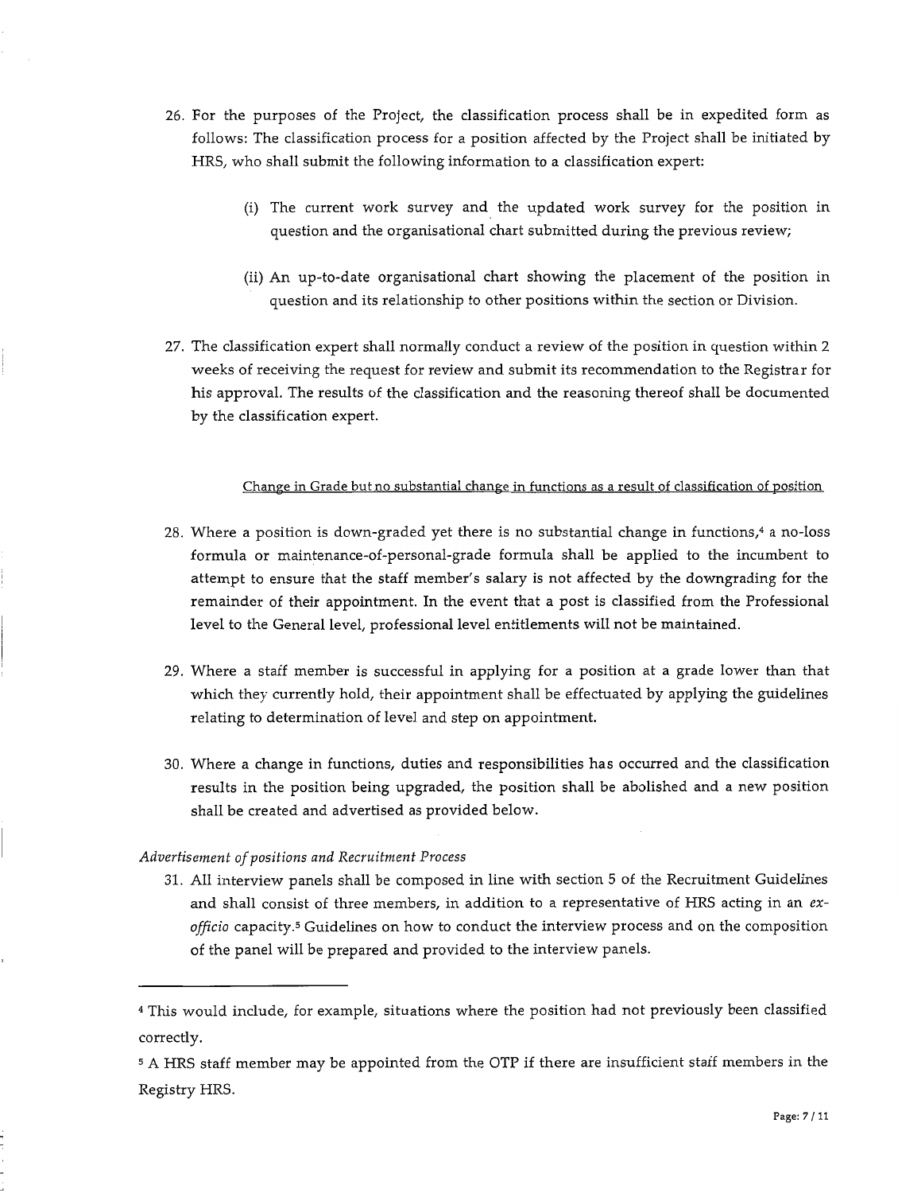26. For the purposes of the Project, the classification process shall be in expedited form as follows: The classification process for a position affected by the Project shall be initiated by HRS, who shall submit the following information to a classification expert:

    (i) The current work survey and the updated work survey for the position in question and the organisational chart submitted during the previous review;

    (ii) An up-to-date organisational chart showing the placement of the position in question and its relationship to other positions within the section or Division.

27. The classification expert shall normally conduct a review of the position in question within 2 weeks of receiving the request for review and submit its recommendation to the Registrar for his approval. The results of the classification and the reasoning thereof shall be documented by the classification expert.

<u>Change in Grade but no substantial change in functions as a result of classification of position</u>

28. Where a position is down-graded yet there is no substantial change in functions,[4] a no-loss formula or maintenance-of-personal-grade formula shall be applied to the incumbent to attempt to ensure that the staff member's salary is not affected by the downgrading for the remainder of their appointment. In the event that a post is classified from the Professional level to the General level, professional level entitlements will not be maintained.

29. Where a staff member is successful in applying for a position at a grade lower than that which they currently hold, their appointment shall be effectuated by applying the guidelines relating to determination of level and step on appointment.

30. Where a change in functions, duties and responsibilities has occurred and the classification results in the position being upgraded, the position shall be abolished and a new position shall be created and advertised as provided below.

*Advertisement of positions and Recruitment Process*

31. All interview panels shall be composed in line with section 5 of the Recruitment Guidelines and shall consist of three members, in addition to a representative of HRS acting in an *ex-officio* capacity.[5] Guidelines on how to conduct the interview process and on the composition of the panel will be prepared and provided to the interview panels.

---

[4] This would include, for example, situations where the position had not previously been classified correctly.

[5] A HRS staff member may be appointed from the OTP if there are insufficient staff members in the Registry HRS.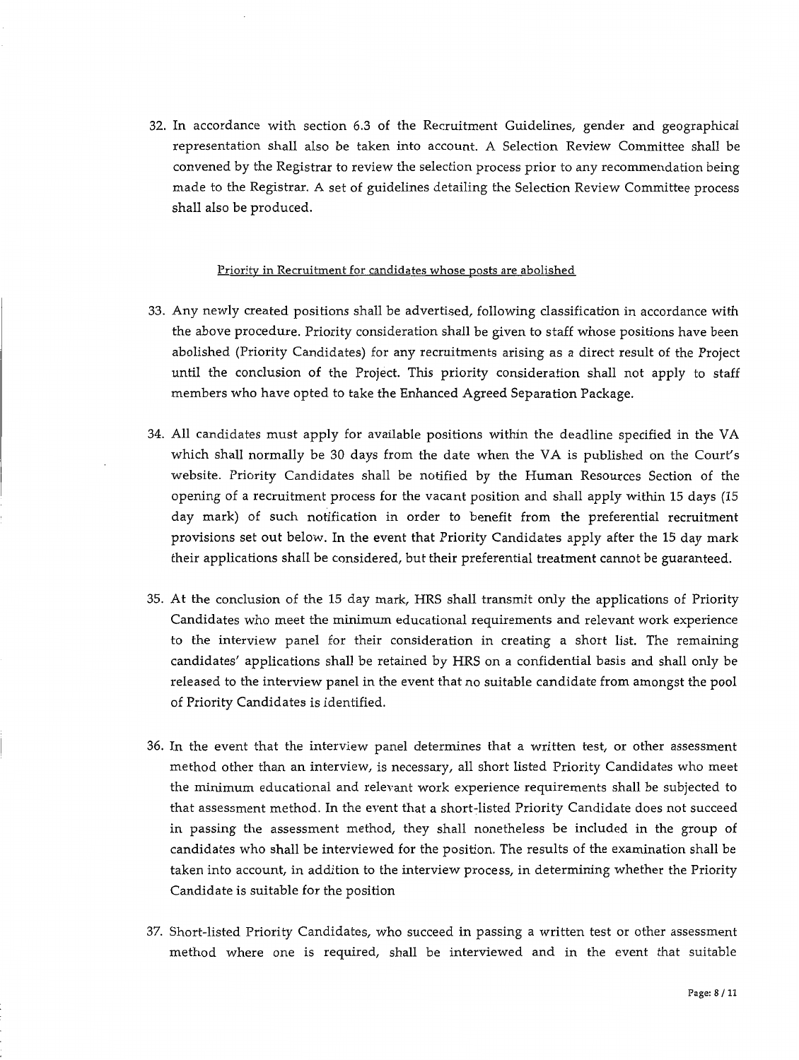32. In accordance with section 6.3 of the Recruitment Guidelines, gender and geographical representation shall also be taken into account. A Selection Review Committee shall be convened by the Registrar to review the selection process prior to any recommendation being made to the Registrar. A set of guidelines detailing the Selection Review Committee process shall also be produced.

<u>Priority in Recruitment for candidates whose posts are abolished</u>

33. Any newly created positions shall be advertised, following classification in accordance with the above procedure. Priority consideration shall be given to staff whose positions have been abolished (Priority Candidates) for any recruitments arising as a direct result of the Project until the conclusion of the Project. This priority consideration shall not apply to staff members who have opted to take the Enhanced Agreed Separation Package.

34. All candidates must apply for available positions within the deadline specified in the VA which shall normally be 30 days from the date when the VA is published on the Court's website. Priority Candidates shall be notified by the Human Resources Section of the opening of a recruitment process for the vacant position and shall apply within 15 days (15 day mark) of such notification in order to benefit from the preferential recruitment provisions set out below. In the event that Priority Candidates apply after the 15 day mark their applications shall be considered, but their preferential treatment cannot be guaranteed.

35. At the conclusion of the 15 day mark, HRS shall transmit only the applications of Priority Candidates who meet the minimum educational requirements and relevant work experience to the interview panel for their consideration in creating a short list. The remaining candidates' applications shall be retained by HRS on a confidential basis and shall only be released to the interview panel in the event that no suitable candidate from amongst the pool of Priority Candidates is identified.

36. In the event that the interview panel determines that a written test, or other assessment method other than an interview, is necessary, all short listed Priority Candidates who meet the minimum educational and relevant work experience requirements shall be subjected to that assessment method. In the event that a short-listed Priority Candidate does not succeed in passing the assessment method, they shall nonetheless be included in the group of candidates who shall be interviewed for the position. The results of the examination shall be taken into account, in addition to the interview process, in determining whether the Priority Candidate is suitable for the position

37. Short-listed Priority Candidates, who succeed in passing a written test or other assessment method where one is required, shall be interviewed and in the event that suitable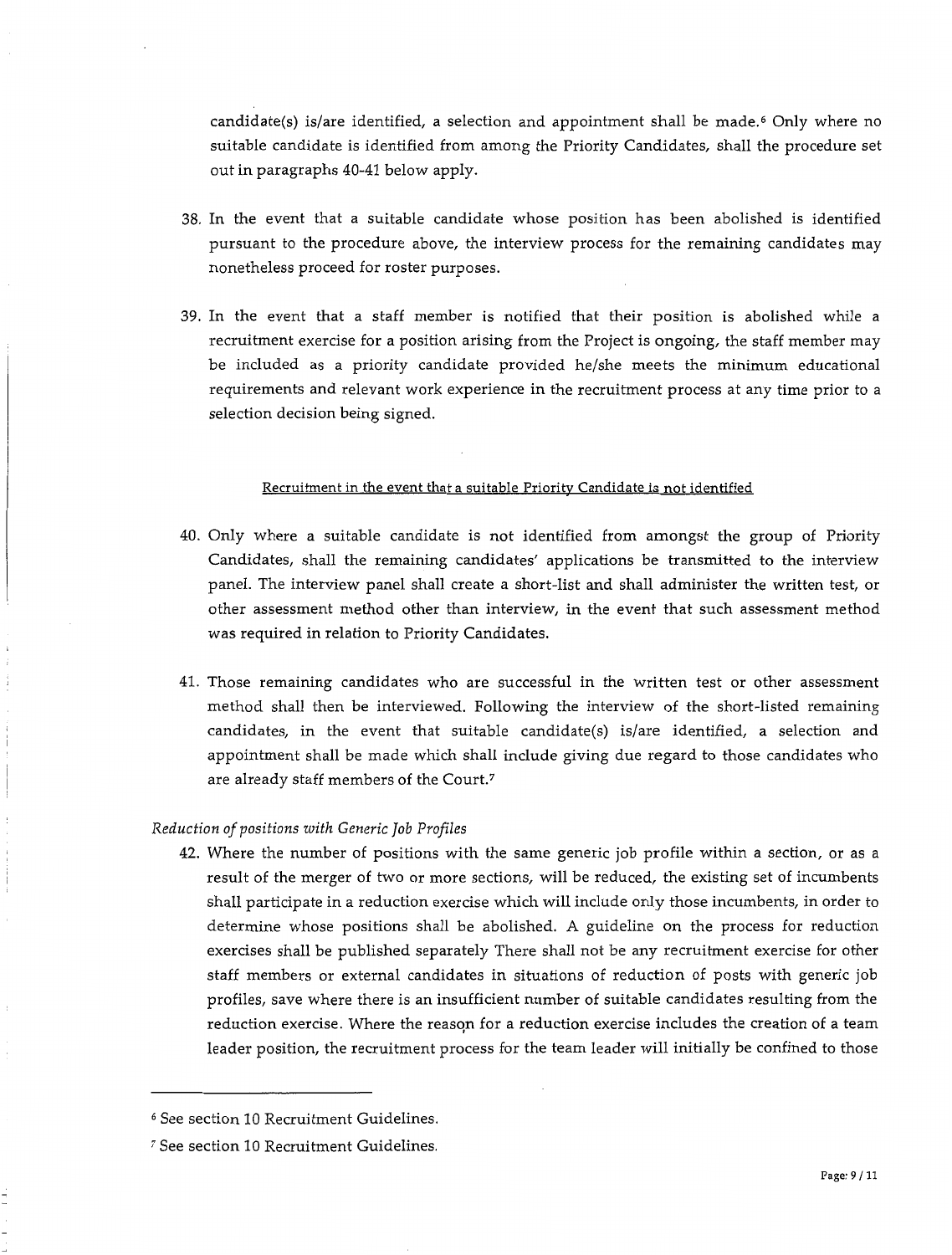candidate(s) is/are identified, a selection and appointment shall be made.[6] Only where no suitable candidate is identified from among the Priority Candidates, shall the procedure set out in paragraphs 40-41 below apply.

38. In the event that a suitable candidate whose position has been abolished is identified pursuant to the procedure above, the interview process for the remaining candidates may nonetheless proceed for roster purposes.

39. In the event that a staff member is notified that their position is abolished while a recruitment exercise for a position arising from the Project is ongoing, the staff member may be included as a priority candidate provided he/she meets the minimum educational requirements and relevant work experience in the recruitment process at any time prior to a selection decision being signed.

<u>Recruitment in the event that a suitable Priority Candidate is not identified</u>

40. Only where a suitable candidate is not identified from amongst the group of Priority Candidates, shall the remaining candidates' applications be transmitted to the interview panel. The interview panel shall create a short-list and shall administer the written test, or other assessment method other than interview, in the event that such assessment method was required in relation to Priority Candidates.

41. Those remaining candidates who are successful in the written test or other assessment method shall then be interviewed. Following the interview of the short-listed remaining candidates, in the event that suitable candidate(s) is/are identified, a selection and appointment shall be made which shall include giving due regard to those candidates who are already staff members of the Court.[7]

*Reduction of positions with Generic Job Profiles*

42. Where the number of positions with the same generic job profile within a section, or as a result of the merger of two or more sections, will be reduced, the existing set of incumbents shall participate in a reduction exercise which will include only those incumbents, in order to determine whose positions shall be abolished. A guideline on the process for reduction exercises shall be published separately There shall not be any recruitment exercise for other staff members or external candidates in situations of reduction of posts with generic job profiles, save where there is an insufficient number of suitable candidates resulting from the reduction exercise. Where the reason for a reduction exercise includes the creation of a team leader position, the recruitment process for the team leader will initially be confined to those

---

[6] See section 10 Recruitment Guidelines.

[7] See section 10 Recruitment Guidelines.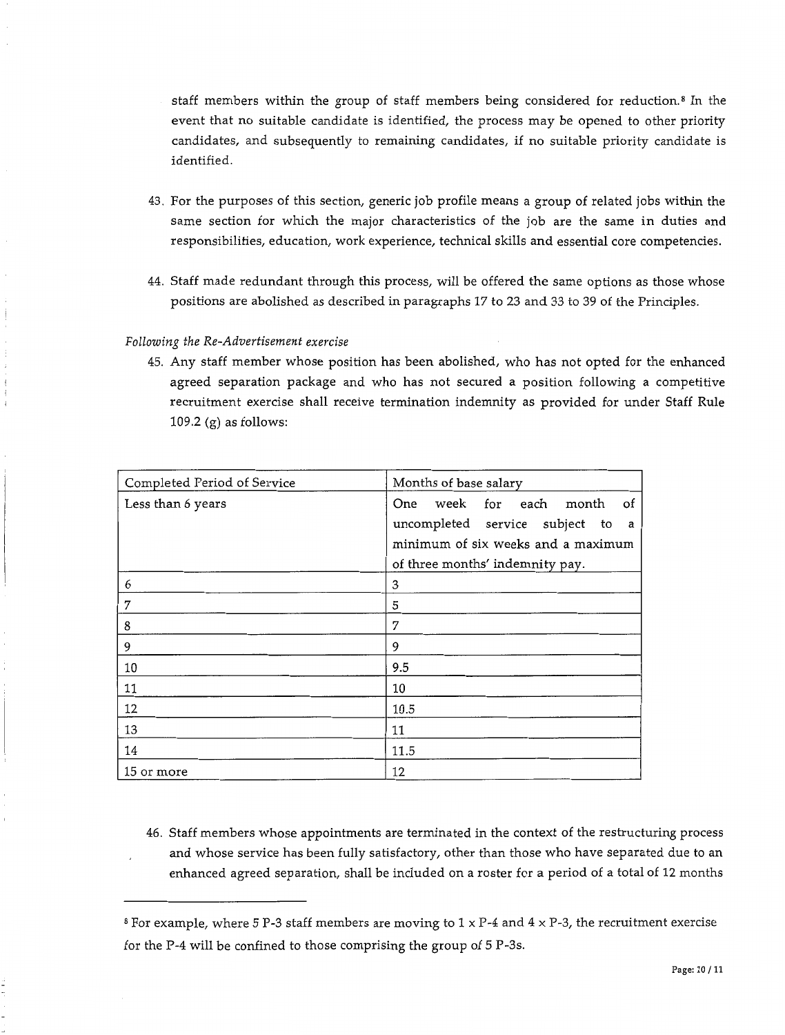staff members within the group of staff members being considered for reduction.[8] In the event that no suitable candidate is identified, the process may be opened to other priority candidates, and subsequently to remaining candidates, if no suitable priority candidate is identified.

43. For the purposes of this section, generic job profile means a group of related jobs within the same section for which the major characteristics of the job are the same in duties and responsibilities, education, work experience, technical skills and essential core competencies.

44. Staff made redundant through this process, will be offered the same options as those whose positions are abolished as described in paragraphs 17 to 23 and 33 to 39 of the Principles.

*Following the Re-Advertisement exercise*

45. Any staff member whose position has been abolished, who has not opted for the enhanced agreed separation package and who has not secured a position following a competitive recruitment exercise shall receive termination indemnity as provided for under Staff Rule 109.2 (g) as follows:

| Completed Period of Service | Months of base salary |
|---|---|
| Less than 6 years | One week for each month of uncompleted service subject to a minimum of six weeks and a maximum of three months' indemnity pay. |
| 6 | 3 |
| 7 | 5 |
| 8 | 7 |
| 9 | 9 |
| 10 | 9.5 |
| 11 | 10 |
| 12 | 10.5 |
| 13 | 11 |
| 14 | 11.5 |
| 15 or more | 12 |

46. Staff members whose appointments are terminated in the context of the restructuring process and whose service has been fully satisfactory, other than those who have separated due to an enhanced agreed separation, shall be included on a roster for a period of a total of 12 months

[8] For example, where 5 P-3 staff members are moving to 1 x P-4 and 4 x P-3, the recruitment exercise for the P-4 will be confined to those comprising the group of 5 P-3s.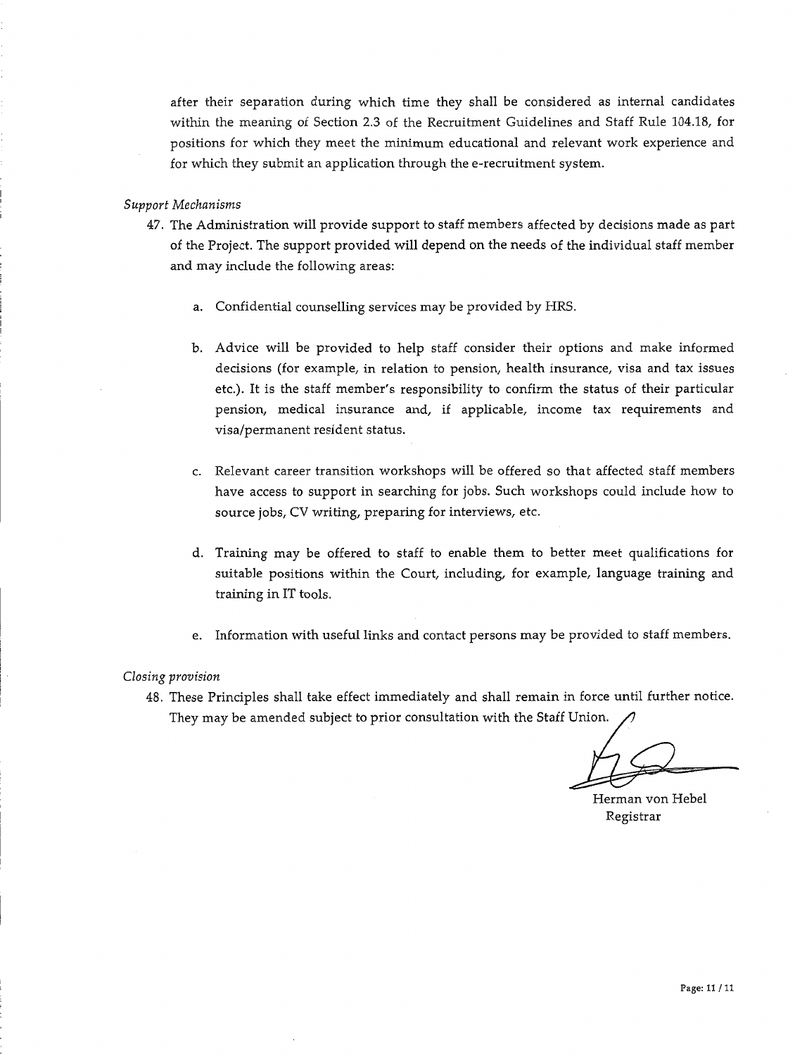after their separation during which time they shall be considered as internal candidates within the meaning of Section 2.3 of the Recruitment Guidelines and Staff Rule 104.18, for positions for which they meet the minimum educational and relevant work experience and for which they submit an application through the e-recruitment system.

*Support Mechanisms*

47. The Administration will provide support to staff members affected by decisions made as part of the Project. The support provided will depend on the needs of the individual staff member and may include the following areas:

    a. Confidential counselling services may be provided by HRS.

    b. Advice will be provided to help staff consider their options and make informed decisions (for example, in relation to pension, health insurance, visa and tax issues etc.). It is the staff member's responsibility to confirm the status of their particular pension, medical insurance and, if applicable, income tax requirements and visa/permanent resident status.

    c. Relevant career transition workshops will be offered so that affected staff members have access to support in searching for jobs. Such workshops could include how to source jobs, CV writing, preparing for interviews, etc.

    d. Training may be offered to staff to enable them to better meet qualifications for suitable positions within the Court, including, for example, language training and training in IT tools.

    e. Information with useful links and contact persons may be provided to staff members.

*Closing provision*

48. These Principles shall take effect immediately and shall remain in force until further notice. They may be amended subject to prior consultation with the Staff Union.

Herman von Hebel
Registrar